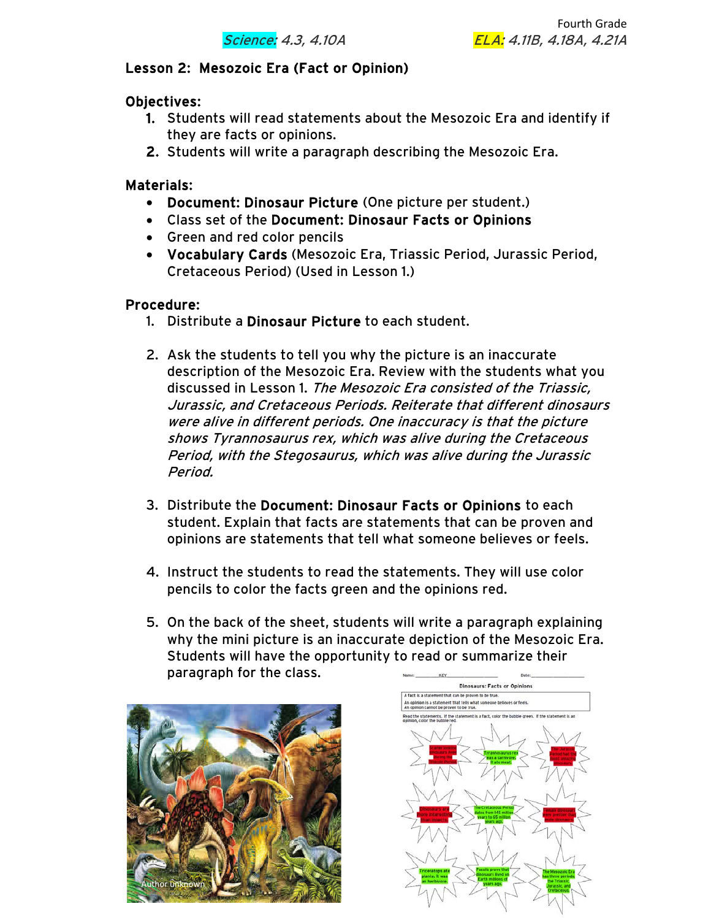Fourth Grade

Science: 4.3, 4.10A ELA: 4.11B, 4.18A, 4.21A

## Lesson 2: Mesozoic Era (Fact or Opinion)

### Objectives:

1. Students will read statements about the Mesozoic Era and identify if they are facts or opinions.
2. Students will write a paragraph describing the Mesozoic Era.

### Materials:

- **Document: Dinosaur Picture** (One picture per student.)
- Class set of the **Document: Dinosaur Facts or Opinions**
- Green and red color pencils
- **Vocabulary Cards** (Mesozoic Era, Triassic Period, Jurassic Period, Cretaceous Period) (Used in Lesson 1.)

### Procedure:

1. Distribute a **Dinosaur Picture** to each student.

2. Ask the students to tell you why the picture is an inaccurate description of the Mesozoic Era. Review with the students what you discussed in Lesson 1. *The Mesozoic Era consisted of the Triassic, Jurassic, and Cretaceous Periods. Reiterate that different dinosaurs were alive in different periods. One inaccuracy is that the picture shows Tyrannosaurus rex, which was alive during the Cretaceous Period, with the Stegosaurus, which was alive during the Jurassic Period.*

3. Distribute the **Document: Dinosaur Facts or Opinions** to each student. Explain that facts are statements that can be proven and opinions are statements that tell what someone believes or feels.

4. Instruct the students to read the statements. They will use color pencils to color the facts green and the opinions red.

5. On the back of the sheet, students will write a paragraph explaining why the mini picture is an inaccurate depiction of the Mesozoic Era. Students will have the opportunity to read or summarize their paragraph for the class.

Author Unknown

Name: KEY Date:

Dinosaurs: Facts or Opinions

A fact is a statement that can be proven to be true.
An opinion is a statement that tells what someone believes or feels. An opinion cannot be proven to be true.

Read the statements. If the statement is a fact, color the bubble green. If the statement is an opinion, color the bubble red.

- Scariest looking dinosaurs lived during the Triassic Period.
- Tyrannosaurus rex was a carnivore. It ate meat.
- The Jurassic Period had the most amazing dinosaurs.
- Dinosaurs are more interesting than insects.
- The Cretaceous Period dates from 145 million years to 65 million years ago.
- Female dinosaurs were prettier than male dinosaurs.
- Triceratops ate plants. It was an herbivore.
- Fossils prove that dinosaurs lived on Earth millions of years ago.
- The Mesozoic Era has three periods: the Triassic, Jurassic, and Cretaceous.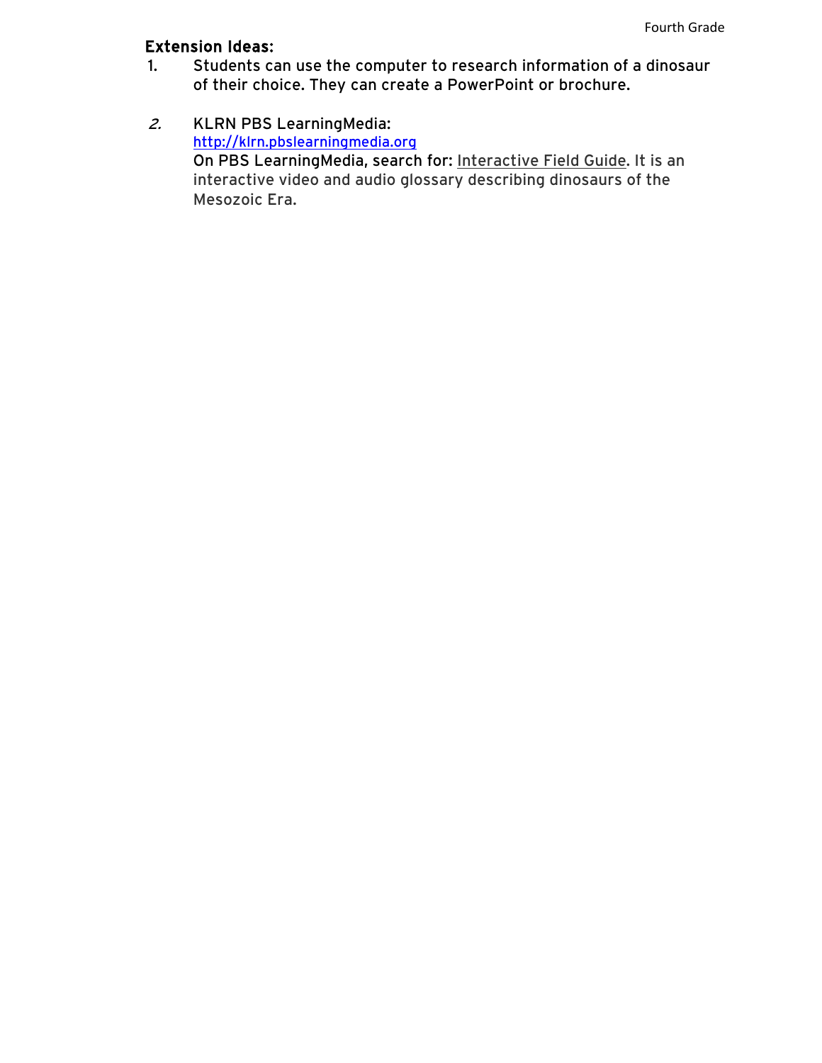**Extension Ideas:**

1. Students can use the computer to research information of a dinosaur of their choice. They can create a PowerPoint or brochure.

2. KLRN PBS LearningMedia:
   http://klrn.pbslearningmedia.org
   On PBS LearningMedia, search for: Interactive Field Guide. It is an interactive video and audio glossary describing dinosaurs of the Mesozoic Era.